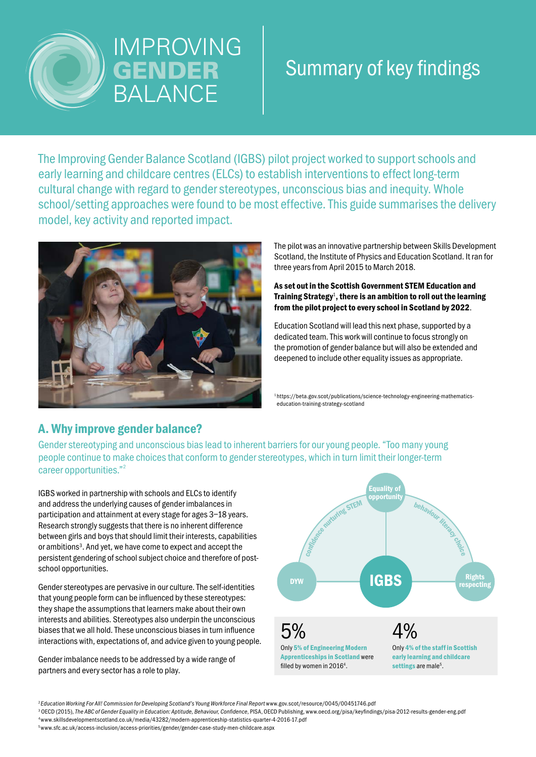# IMPROVING GENDER BALANCE

# Summary of key findings

The Improving Gender Balance Scotland (IGBS) pilot project worked to support schools and early learning and childcare centres (ELCs) to establish interventions to effect long-term cultural change with regard to gender stereotypes, unconscious bias and inequity. Whole school/setting approaches were found to be most effective. This guide summarises the delivery model, key activity and reported impact.

The pilot was an innovative partnership between Skills Development Scotland, the Institute of Physics and Education Scotland. It ran for three years from April 2015 to March 2018.

**As set out in the Scottish Government STEM Education and Training Strategy[1], there is an ambition to roll out the learning from the pilot project to every school in Scotland by 2022**.

Education Scotland will lead this next phase, supported by a dedicated team. This work will continue to focus strongly on the promotion of gender balance but will also be extended and deepened to include other equality issues as appropriate.

[1] https://beta.gov.scot/publications/science-technology-engineering-mathematics-education-training-strategy-scotland

## A. Why improve gender balance?

Gender stereotyping and unconscious bias lead to inherent barriers for our young people. "Too many young people continue to make choices that conform to gender stereotypes, which in turn limit their longer-term career opportunities."[2]

IGBS worked in partnership with schools and ELCs to identify and address the underlying causes of gender imbalances in participation and attainment at every stage for ages 3–18 years. Research strongly suggests that there is no inherent difference between girls and boys that should limit their interests, capabilities or ambitions[3]. And yet, we have come to expect and accept the persistent gendering of school subject choice and therefore of post-school opportunities.

Gender stereotypes are pervasive in our culture. The self-identities that young people form can be influenced by these stereotypes: they shape the assumptions that learners make about their own interests and abilities. Stereotypes also underpin the unconscious biases that we all hold. These unconscious biases in turn influence interactions with, expectations of, and advice given to young people.

Gender imbalance needs to be addressed by a wide range of partners and every sector has a role to play.

IGBS — DYW — Equality of opportunity — Rights respecting

confidence nurturing STEM — behaviour literacy choice

**5%**

Only **5% of Engineering Modern Apprenticeships in Scotland** were filled by women in 2016[4].

**4%**

Only **4% of the staff in Scottish early learning and childcare settings** are male[5].

[2] *Education Working For All! Commission for Developing Scotland's Young Workforce Final Report* www.gov.scot/resource/0045/00451746.pdf

[3] OECD (2015), *The ABC of Gender Equality in Education: Aptitude, Behaviour, Confidence*, PISA, OECD Publishing, www.oecd.org/pisa/keyfindings/pisa-2012-results-gender-eng.pdf

[4] www.skillsdevelopmentscotland.co.uk/media/43282/modern-apprenticeship-statistics-quarter-4-2016-17.pdf

[5] www.sfc.ac.uk/access-inclusion/access-priorities/gender/gender-case-study-men-childcare.aspx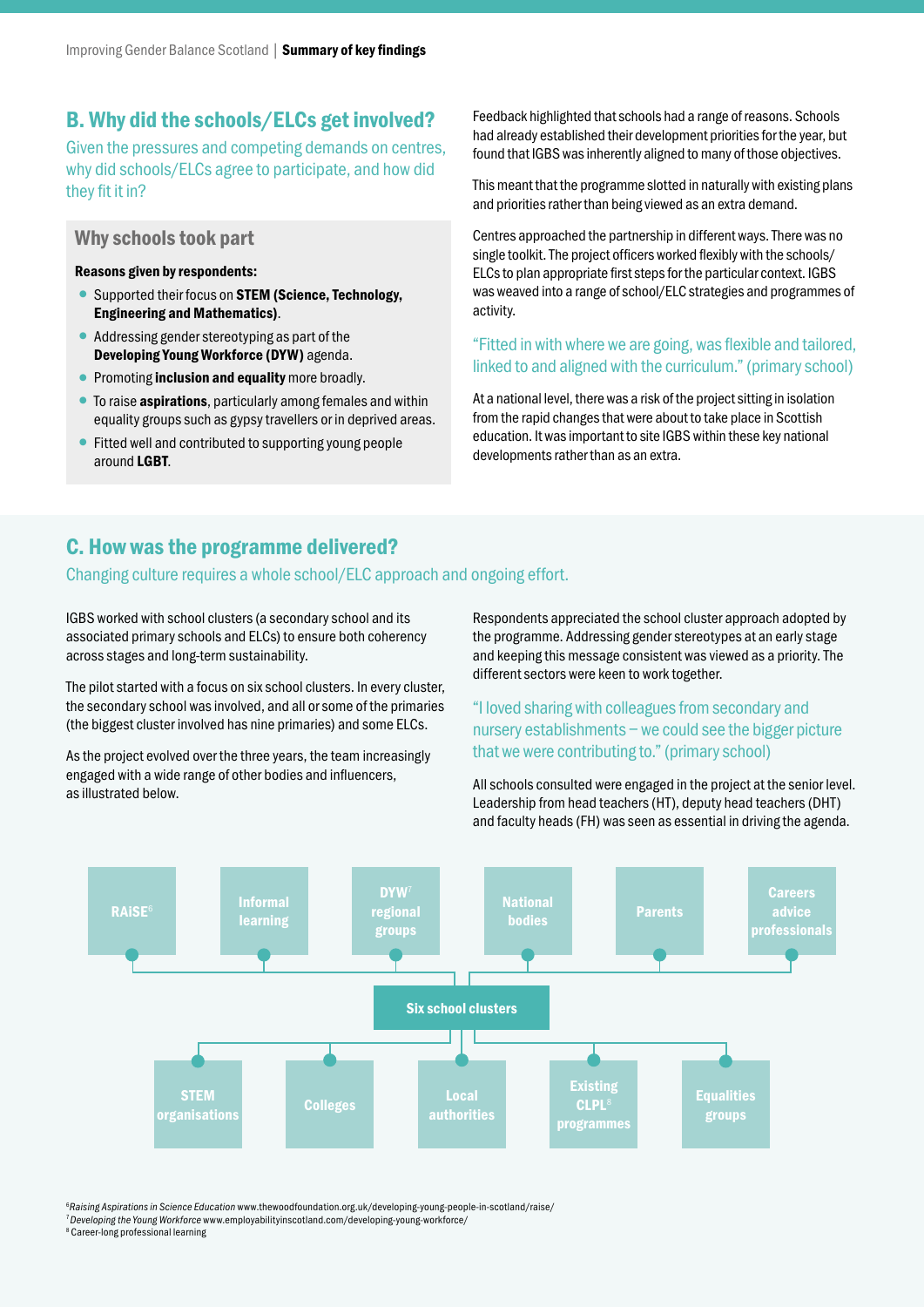## B. Why did the schools/ELCs get involved?

Given the pressures and competing demands on centres, why did schools/ELCs agree to participate, and how did they fit it in?

### Why schools took part

**Reasons given by respondents:**

- Supported their focus on **STEM (Science, Technology, Engineering and Mathematics)**.
- Addressing gender stereotyping as part of the **Developing Young Workforce (DYW)** agenda.
- Promoting **inclusion and equality** more broadly.
- To raise **aspirations**, particularly among females and within equality groups such as gypsy travellers or in deprived areas.
- Fitted well and contributed to supporting young people around **LGBT**.

Feedback highlighted that schools had a range of reasons. Schools had already established their development priorities for the year, but found that IGBS was inherently aligned to many of those objectives.

This meant that the programme slotted in naturally with existing plans and priorities rather than being viewed as an extra demand.

Centres approached the partnership in different ways. There was no single toolkit. The project officers worked flexibly with the schools/ELCs to plan appropriate first steps for the particular context. IGBS was weaved into a range of school/ELC strategies and programmes of activity.

"Fitted in with where we are going, was flexible and tailored, linked to and aligned with the curriculum." (primary school)

At a national level, there was a risk of the project sitting in isolation from the rapid changes that were about to take place in Scottish education. It was important to site IGBS within these key national developments rather than as an extra.

## C. How was the programme delivered?

Changing culture requires a whole school/ELC approach and ongoing effort.

IGBS worked with school clusters (a secondary school and its associated primary schools and ELCs) to ensure both coherency across stages and long-term sustainability.

The pilot started with a focus on six school clusters. In every cluster, the secondary school was involved, and all or some of the primaries (the biggest cluster involved has nine primaries) and some ELCs.

As the project evolved over the three years, the team increasingly engaged with a wide range of other bodies and influencers, as illustrated below.

Respondents appreciated the school cluster approach adopted by the programme. Addressing gender stereotypes at an early stage and keeping this message consistent was viewed as a priority. The different sectors were keen to work together.

"I loved sharing with colleagues from secondary and nursery establishments – we could see the bigger picture that we were contributing to." (primary school)

All schools consulted were engaged in the project at the senior level. Leadership from head teachers (HT), deputy head teachers (DHT) and faculty heads (FH) was seen as essential in driving the agenda.

**Six school clusters** — connected to:

- RAISE[6]
- Informal learning
- DYW[7] regional groups
- National bodies
- Parents
- Careers advice professionals
- STEM organisations
- Colleges
- Local authorities
- Existing CLPL[8] programmes
- Equalities groups

[6] *Raising Aspirations in Science Education* www.thewoodfoundation.org.uk/developing-young-people-in-scotland/raise/
[7] *Developing the Young Workforce* www.employabilityinscotland.com/developing-young-workforce/
[8] Career-long professional learning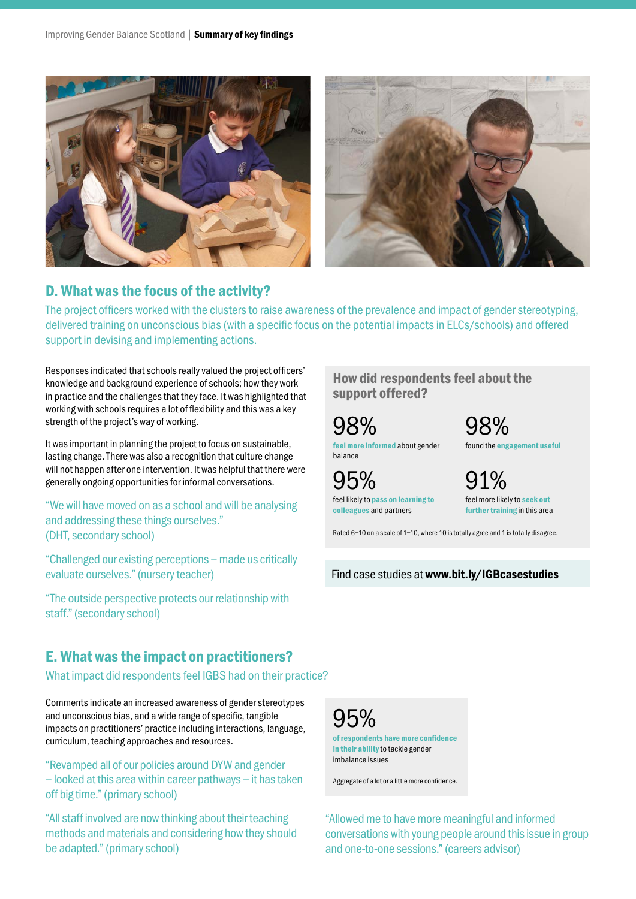## D. What was the focus of the activity?

The project officers worked with the clusters to raise awareness of the prevalence and impact of gender stereotyping, delivered training on unconscious bias (with a specific focus on the potential impacts in ELCs/schools) and offered support in devising and implementing actions.

Responses indicated that schools really valued the project officers' knowledge and background experience of schools; how they work in practice and the challenges that they face. It was highlighted that working with schools requires a lot of flexibility and this was a key strength of the project's way of working.

It was important in planning the project to focus on sustainable, lasting change. There was also a recognition that culture change will not happen after one intervention. It was helpful that there were generally ongoing opportunities for informal conversations.

"We will have moved on as a school and will be analysing and addressing these things ourselves." (DHT, secondary school)

"Challenged our existing perceptions – made us critically evaluate ourselves." (nursery teacher)

"The outside perspective protects our relationship with staff." (secondary school)

### How did respondents feel about the support offered?

**98%** **feel more informed** about gender balance

**98%** found the **engagement useful**

**95%** feel likely to **pass on learning to colleagues** and partners

**91%** feel more likely to **seek out further training** in this area

Rated 6–10 on a scale of 1–10, where 10 is totally agree and 1 is totally disagree.

Find case studies at **www.bit.ly/IGBcasestudies**

## E. What was the impact on practitioners?

What impact did respondents feel IGBS had on their practice?

Comments indicate an increased awareness of gender stereotypes and unconscious bias, and a wide range of specific, tangible impacts on practitioners' practice including interactions, language, curriculum, teaching approaches and resources.

"Revamped all of our policies around DYW and gender – looked at this area within career pathways – it has taken off big time." (primary school)

"All staff involved are now thinking about their teaching methods and materials and considering how they should be adapted." (primary school)

**95%** **of respondents have more confidence in their ability** to tackle gender imbalance issues

Aggregate of a lot or a little more confidence.

"Allowed me to have more meaningful and informed conversations with young people around this issue in group and one-to-one sessions." (careers advisor)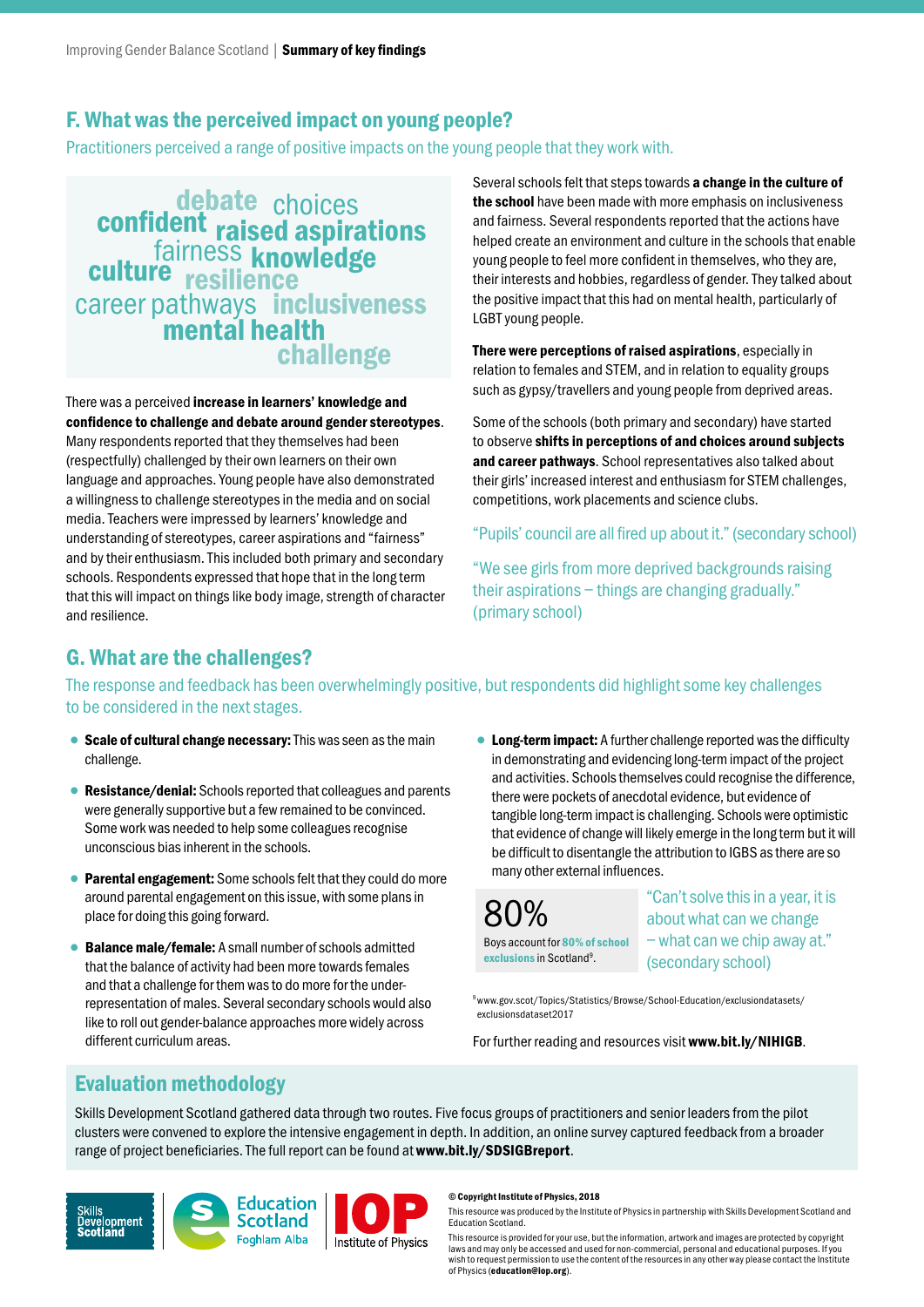## F. What was the perceived impact on young people?

Practitioners perceived a range of positive impacts on the young people that they work with.

debate choices
confident raised aspirations
fairness knowledge
culture resilience
career pathways inclusiveness
mental health
challenge

There was a perceived **increase in learners' knowledge and confidence to challenge and debate around gender stereotypes**. Many respondents reported that they themselves had been (respectfully) challenged by their own learners on their own language and approaches. Young people have also demonstrated a willingness to challenge stereotypes in the media and on social media. Teachers were impressed by learners' knowledge and understanding of stereotypes, career aspirations and "fairness" and by their enthusiasm. This included both primary and secondary schools. Respondents expressed that hope that in the long term that this will impact on things like body image, strength of character and resilience.

Several schools felt that steps towards **a change in the culture of the school** have been made with more emphasis on inclusiveness and fairness. Several respondents reported that the actions have helped create an environment and culture in the schools that enable young people to feel more confident in themselves, who they are, their interests and hobbies, regardless of gender. They talked about the positive impact that this had on mental health, particularly of LGBT young people.

**There were perceptions of raised aspirations**, especially in relation to females and STEM, and in relation to equality groups such as gypsy/travellers and young people from deprived areas.

Some of the schools (both primary and secondary) have started to observe **shifts in perceptions of and choices around subjects and career pathways**. School representatives also talked about their girls' increased interest and enthusiasm for STEM challenges, competitions, work placements and science clubs.

"Pupils' council are all fired up about it." (secondary school)

"We see girls from more deprived backgrounds raising their aspirations – things are changing gradually." (primary school)

## G. What are the challenges?

The response and feedback has been overwhelmingly positive, but respondents did highlight some key challenges to be considered in the next stages.

- **Scale of cultural change necessary:** This was seen as the main challenge.
- **Resistance/denial:** Schools reported that colleagues and parents were generally supportive but a few remained to be convinced. Some work was needed to help some colleagues recognise unconscious bias inherent in the schools.
- **Parental engagement:** Some schools felt that they could do more around parental engagement on this issue, with some plans in place for doing this going forward.
- **Balance male/female:** A small number of schools admitted that the balance of activity had been more towards females and that a challenge for them was to do more for the under-representation of males. Several secondary schools would also like to roll out gender-balance approaches more widely across different curriculum areas.
- **Long-term impact:** A further challenge reported was the difficulty in demonstrating and evidencing long-term impact of the project and activities. Schools themselves could recognise the difference, there were pockets of anecdotal evidence, but evidence of tangible long-term impact is challenging. Schools were optimistic that evidence of change will likely emerge in the long term but it will be difficult to disentangle the attribution to IGBS as there are so many other external influences.

80%

Boys account for **80% of school exclusions** in Scotland[9].

"Can't solve this in a year, it is about what can we change – what can we chip away at." (secondary school)

[9] www.gov.scot/Topics/Statistics/Browse/School-Education/exclusiondatasets/exclusionsdataset2017

For further reading and resources visit **www.bit.ly/NIHIGB**.

## Evaluation methodology

Skills Development Scotland gathered data through two routes. Five focus groups of practitioners and senior leaders from the pilot clusters were convened to explore the intensive engagement in depth. In addition, an online survey captured feedback from a broader range of project beneficiaries. The full report can be found at **www.bit.ly/SDSIGBreport**.

Skills Development Scotland

Education Scotland Foghlam Alba

IOP Institute of Physics

**© Copyright Institute of Physics, 2018**

This resource was produced by the Institute of Physics in partnership with Skills Development Scotland and Education Scotland.

This resource is provided for your use, but the information, artwork and images are protected by copyright laws and may only be accessed and used for non-commercial, personal and educational purposes. If you wish to request permission to use the content of the resources in any other way please contact the Institute of Physics (**education@iop.org**).